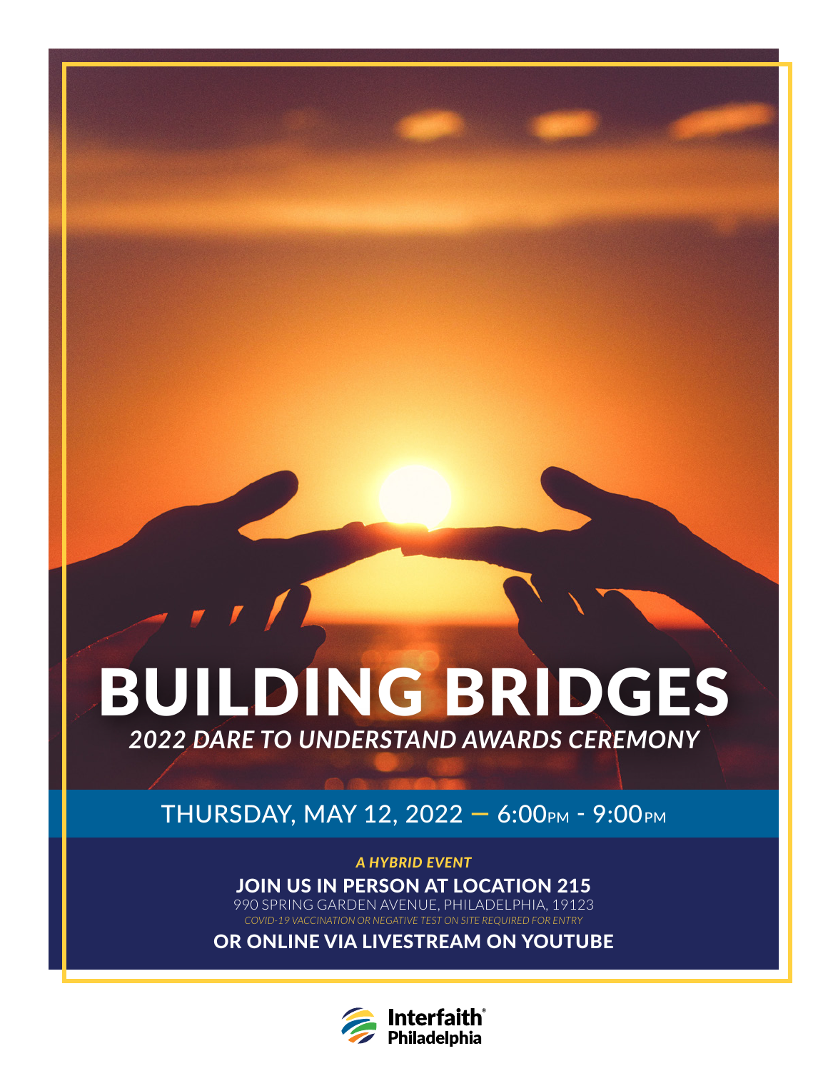# BUILDING BRIDGES

## *2022 DARE TO UNDERSTAND AWARDS CEREMONY*

THURSDAY, MAY 12, 2022 — 6:00PM - 9:00PM

***A HYBRID EVENT***

**JOIN US IN PERSON AT LOCATION 215**

990 SPRING GARDEN AVENUE, PHILADELPHIA, 19123

*COVID-19 VACCINATION OR NEGATIVE TEST ON SITE REQUIRED FOR ENTRY*

**OR ONLINE VIA LIVESTREAM ON YOUTUBE**

Interfaith® Philadelphia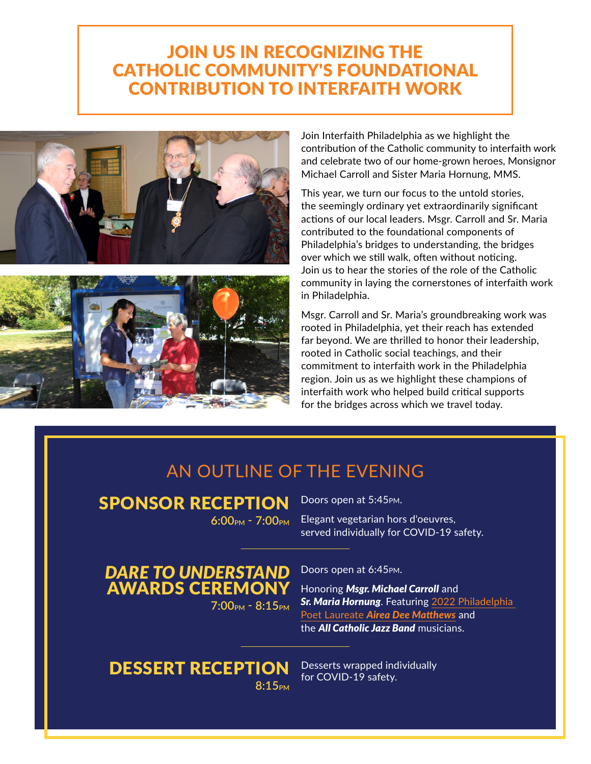# JOIN US IN RECOGNIZING THE CATHOLIC COMMUNITY'S FOUNDATIONAL CONTRIBUTION TO INTERFAITH WORK

Join Interfaith Philadelphia as we highlight the contribution of the Catholic community to interfaith work and celebrate two of our home-grown heroes, Monsignor Michael Carroll and Sister Maria Hornung, MMS.

This year, we turn our focus to the untold stories, the seemingly ordinary yet extraordinarily significant actions of our local leaders. Msgr. Carroll and Sr. Maria contributed to the foundational components of Philadelphia's bridges to understanding, the bridges over which we still walk, often without noticing. Join us to hear the stories of the role of the Catholic community in laying the cornerstones of interfaith work in Philadelphia.

Msgr. Carroll and Sr. Maria's groundbreaking work was rooted in Philadelphia, yet their reach has extended far beyond. We are thrilled to honor their leadership, rooted in Catholic social teachings, and their commitment to interfaith work in the Philadelphia region. Join us as we highlight these champions of interfaith work who helped build critical supports for the bridges across which we travel today.

## AN OUTLINE OF THE EVENING

### SPONSOR RECEPTION
6:00PM - 7:00PM

Doors open at 5:45PM.

Elegant vegetarian hors d'oeuvres, served individually for COVID-19 safety.

---

### *DARE TO UNDERSTAND* AWARDS CEREMONY
7:00PM - 8:15PM

Doors open at 6:45PM.

Honoring ***Msgr. Michael Carroll*** and ***Sr. Maria Hornung***. Featuring 2022 Philadelphia Poet Laureate ***Airea Dee Matthews*** and the ***All Catholic Jazz Band*** musicians.

---

### DESSERT RECEPTION
8:15PM

Desserts wrapped individually for COVID-19 safety.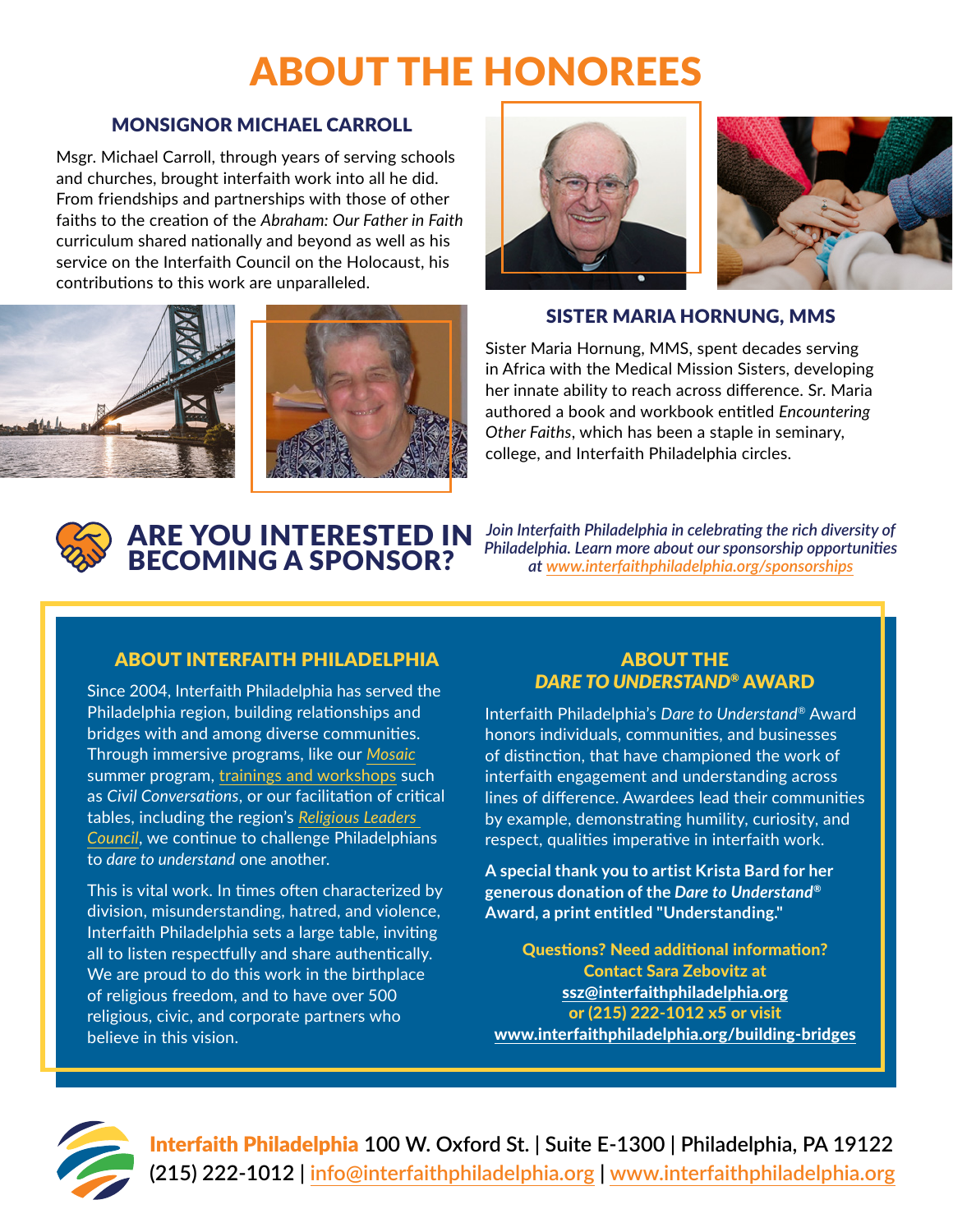# ABOUT THE HONOREES

### MONSIGNOR MICHAEL CARROLL

Msgr. Michael Carroll, through years of serving schools and churches, brought interfaith work into all he did. From friendships and partnerships with those of other faiths to the creation of the *Abraham: Our Father in Faith* curriculum shared nationally and beyond as well as his service on the Interfaith Council on the Holocaust, his contributions to this work are unparalleled.

### SISTER MARIA HORNUNG, MMS

Sister Maria Hornung, MMS, spent decades serving in Africa with the Medical Mission Sisters, developing her innate ability to reach across difference. Sr. Maria authored a book and workbook entitled *Encountering Other Faiths*, which has been a staple in seminary, college, and Interfaith Philadelphia circles.

## ARE YOU INTERESTED IN BECOMING A SPONSOR?

*Join Interfaith Philadelphia in celebrating the rich diversity of Philadelphia. Learn more about our sponsorship opportunities at www.interfaithphiladelphia.org/sponsorships*

### ABOUT INTERFAITH PHILADELPHIA

Since 2004, Interfaith Philadelphia has served the Philadelphia region, building relationships and bridges with and among diverse communities. Through immersive programs, like our *Mosaic* summer program, trainings and workshops such as *Civil Conversations*, or our facilitation of critical tables, including the region's *Religious Leaders Council*, we continue to challenge Philadelphians to *dare to understand* one another.

This is vital work. In times often characterized by division, misunderstanding, hatred, and violence, Interfaith Philadelphia sets a large table, inviting all to listen respectfully and share authentically. We are proud to do this work in the birthplace of religious freedom, and to have over 500 religious, civic, and corporate partners who believe in this vision.

### ABOUT THE *DARE TO UNDERSTAND*® AWARD

Interfaith Philadelphia's *Dare to Understand*® Award honors individuals, communities, and businesses of distinction, that have championed the work of interfaith engagement and understanding across lines of difference. Awardees lead their communities by example, demonstrating humility, curiosity, and respect, qualities imperative in interfaith work.

**A special thank you to artist Krista Bard for her generous donation of the *Dare to Understand*® Award, a print entitled "Understanding."**

**Questions? Need additional information?**
**Contact Sara Zebovitz at**
**ssz@interfaithphiladelphia.org**
**or (215) 222-1012 x5 or visit**
**www.interfaithphiladelphia.org/building-bridges**

**Interfaith Philadelphia** 100 W. Oxford St. | Suite E-1300 | Philadelphia, PA 19122
(215) 222-1012 | info@interfaithphiladelphia.org | www.interfaithphiladelphia.org